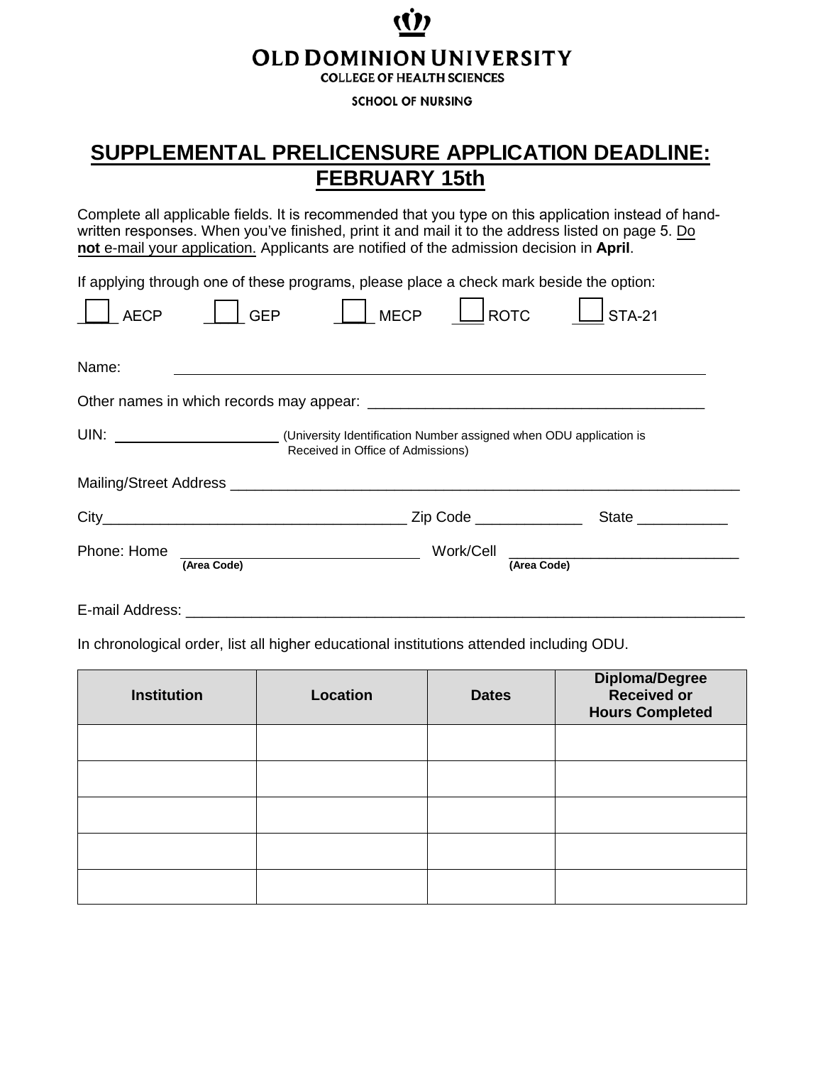**OLD DOMINION UNIVERSITY**

**COLLEGE OF HEALTH SCIENCES**

**SCHOOL OF NURSING**

# SUPPLEMENTAL PRELICENSURE APPLICATION DEADLINE: FEBRUARY 15th

Complete all applicable fields. It is recommended that you type on this application instead of hand-written responses. When you've finished, print it and mail it to the address listed on page 5. Do **not** e-mail your application. Applicants are notified of the admission decision in **April**.

If applying through one of these programs, please place a check mark beside the option:

☐ AECP ☐ GEP ☐ MECP ☐ ROTC ☐ STA-21

Name: ________________________________________________

Other names in which records may appear: ________________________________________

UIN: ____________________ (University Identification Number assigned when ODU application is Received in Office of Admissions)

Mailing/Street Address ________________________________________________

City____________________________________ Zip Code _____________ State ___________

Phone: Home ____________________________ Work/Cell ____________________________
(Area Code) (Area Code)

E-mail Address: ________________________________________________

In chronological order, list all higher educational institutions attended including ODU.

| Institution | Location | Dates | Diploma/Degree Received or Hours Completed |
|---|---|---|---|
| | | | |
| | | | |
| | | | |
| | | | |
| | | | |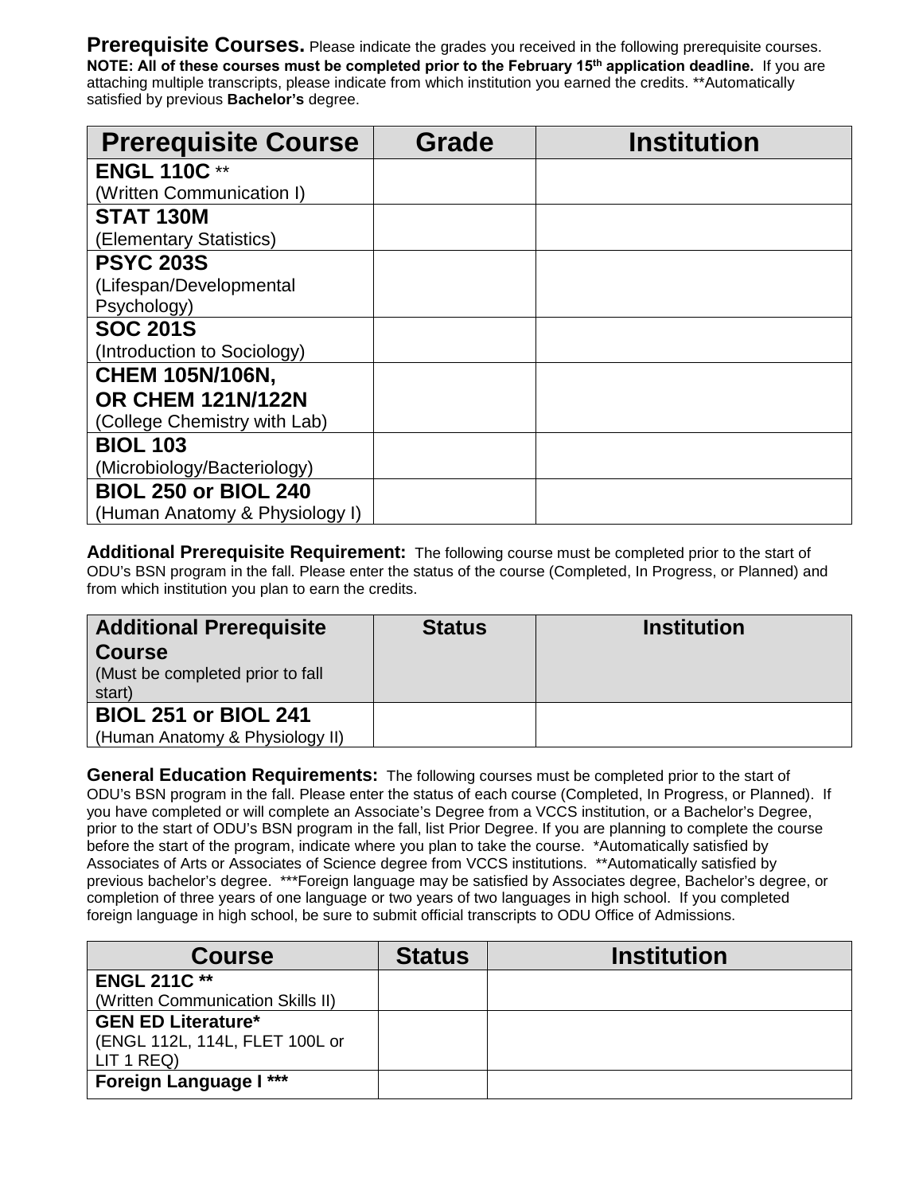**Prerequisite Courses.** Please indicate the grades you received in the following prerequisite courses. **NOTE: All of these courses must be completed prior to the February 15th application deadline.** If you are attaching multiple transcripts, please indicate from which institution you earned the credits. **Automatically satisfied by previous **Bachelor's** degree.

| Prerequisite Course | Grade | Institution |
|---|---|---|
| **ENGL 110C** ** (Written Communication I) | | |
| **STAT 130M** (Elementary Statistics) | | |
| **PSYC 203S** (Lifespan/Developmental Psychology) | | |
| **SOC 201S** (Introduction to Sociology) | | |
| **CHEM 105N/106N, OR CHEM 121N/122N** (College Chemistry with Lab) | | |
| **BIOL 103** (Microbiology/Bacteriology) | | |
| **BIOL 250 or BIOL 240** (Human Anatomy & Physiology I) | | |

**Additional Prerequisite Requirement:** The following course must be completed prior to the start of ODU's BSN program in the fall. Please enter the status of the course (Completed, In Progress, or Planned) and from which institution you plan to earn the credits.

| Additional Prerequisite Course (Must be completed prior to fall start) | Status | Institution |
|---|---|---|
| **BIOL 251 or BIOL 241** (Human Anatomy & Physiology II) | | |

**General Education Requirements:** The following courses must be completed prior to the start of ODU's BSN program in the fall. Please enter the status of each course (Completed, In Progress, or Planned). If you have completed or will complete an Associate's Degree from a VCCS institution, or a Bachelor's Degree, prior to the start of ODU's BSN program in the fall, list Prior Degree. If you are planning to complete the course before the start of the program, indicate where you plan to take the course. *Automatically satisfied by Associates of Arts or Associates of Science degree from VCCS institutions. **Automatically satisfied by previous bachelor's degree. ***Foreign language may be satisfied by Associates degree, Bachelor's degree, or completion of three years of one language or two years of two languages in high school. If you completed foreign language in high school, be sure to submit official transcripts to ODU Office of Admissions.

| Course | Status | Institution |
|---|---|---|
| **ENGL 211C \*\*** (Written Communication Skills II) | | |
| **GEN ED Literature*** (ENGL 112L, 114L, FLET 100L or LIT 1 REQ) | | |
| **Foreign Language I \*\*\*** | | |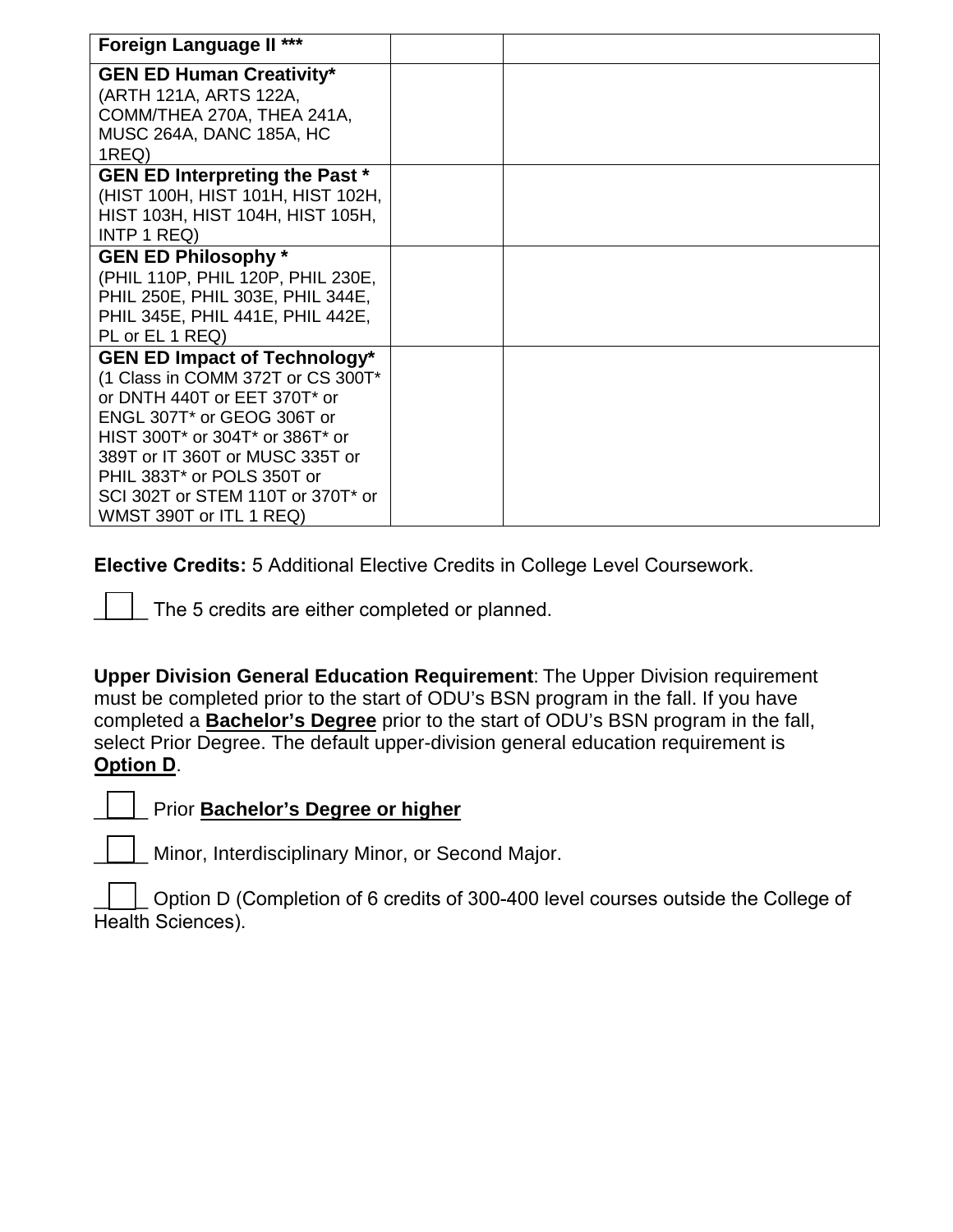| Foreign Language II *** | | |
|---|---|---|
| **GEN ED Human Creativity*** (ARTH 121A, ARTS 122A, COMM/THEA 270A, THEA 241A, MUSC 264A, DANC 185A, HC 1REQ) | | |
| **GEN ED Interpreting the Past *** (HIST 100H, HIST 101H, HIST 102H, HIST 103H, HIST 104H, HIST 105H, INTP 1 REQ) | | |
| **GEN ED Philosophy *** (PHIL 110P, PHIL 120P, PHIL 230E, PHIL 250E, PHIL 303E, PHIL 344E, PHIL 345E, PHIL 441E, PHIL 442E, PL or EL 1 REQ) | | |
| **GEN ED Impact of Technology*** (1 Class in COMM 372T or CS 300T* or DNTH 440T or EET 370T* or ENGL 307T* or GEOG 306T or HIST 300T* or 304T* or 386T* or 389T or IT 360T or MUSC 335T or PHIL 383T* or POLS 350T or SCI 302T or STEM 110T or 370T* or WMST 390T or ITL 1 REQ) | | |

**Elective Credits:** 5 Additional Elective Credits in College Level Coursework.

☐ The 5 credits are either completed or planned.

**Upper Division General Education Requirement**: The Upper Division requirement must be completed prior to the start of ODU's BSN program in the fall. If you have completed a **Bachelor's Degree** prior to the start of ODU's BSN program in the fall, select Prior Degree. The default upper-division general education requirement is **Option D**.

☐ Prior **Bachelor's Degree or higher**

☐ Minor, Interdisciplinary Minor, or Second Major.

☐ Option D (Completion of 6 credits of 300-400 level courses outside the College of Health Sciences).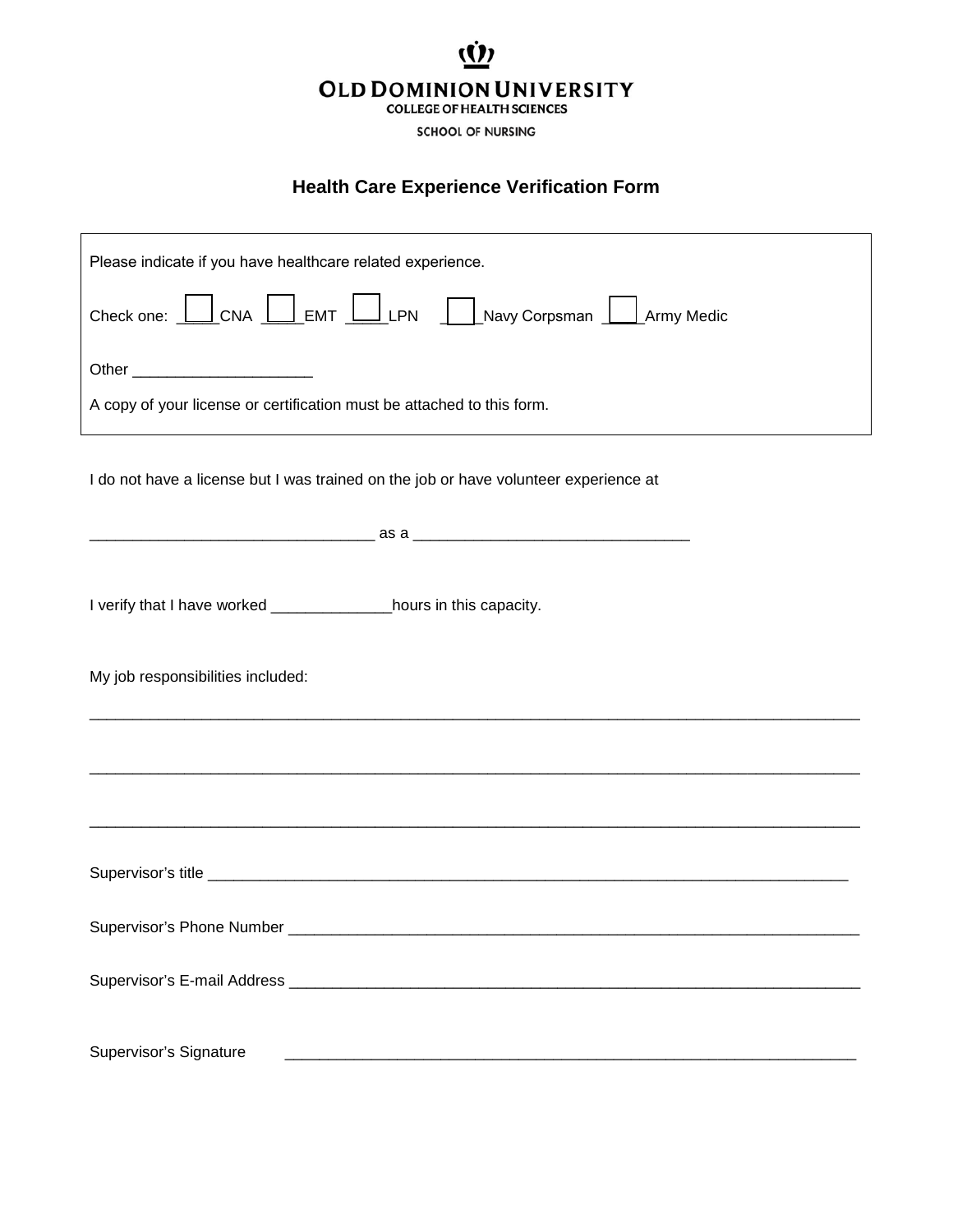**OLD DOMINION UNIVERSITY**
**COLLEGE OF HEALTH SCIENCES**
SCHOOL OF NURSING

## Health Care Experience Verification Form

Please indicate if you have healthcare related experience.

Check one: ☐ CNA ☐ EMT ☐ LPN ☐ Navy Corpsman ☐ Army Medic

Other ____________________

A copy of your license or certification must be attached to this form.

I do not have a license but I was trained on the job or have volunteer experience at

________________________________ as a ______________________________

I verify that I have worked _____________hours in this capacity.

My job responsibilities included:

_____________________________________________________________________________________

_____________________________________________________________________________________

_____________________________________________________________________________________

Supervisor's title ___________________________________________________________________________

Supervisor's Phone Number ___________________________________________________________________

Supervisor's E-mail Address __________________________________________________________________

Supervisor's Signature ______________________________________________________________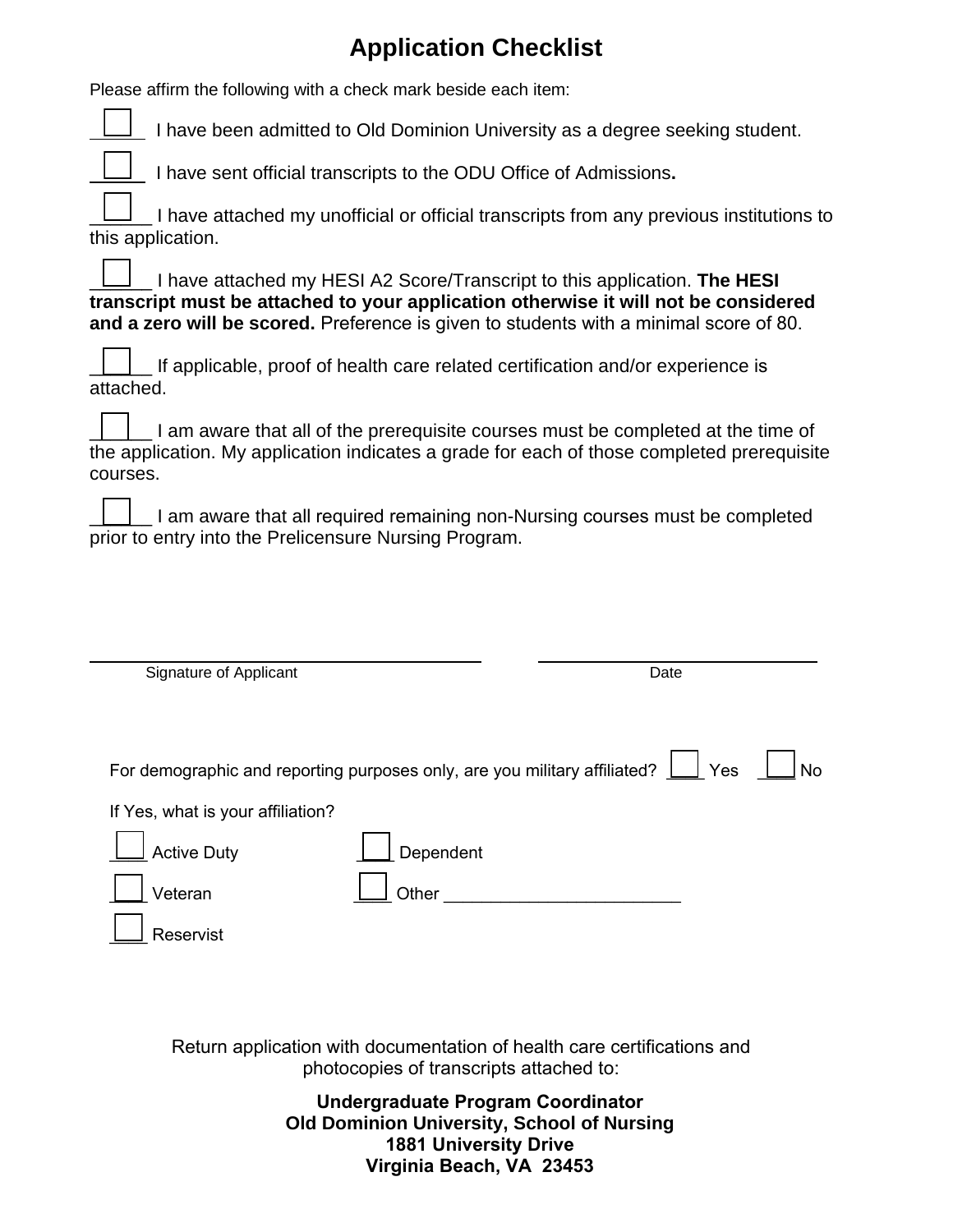# Application Checklist

Please affirm the following with a check mark beside each item:

- ☐ I have been admitted to Old Dominion University as a degree seeking student.
- ☐ I have sent official transcripts to the ODU Office of Admissions**.**
- ☐ I have attached my unofficial or official transcripts from any previous institutions to this application.
- ☐ I have attached my HESI A2 Score/Transcript to this application. **The HESI transcript must be attached to your application otherwise it will not be considered and a zero will be scored.** Preference is given to students with a minimal score of 80.
- ☐ If applicable, proof of health care related certification and/or experience is attached.
- ☐ I am aware that all of the prerequisite courses must be completed at the time of the application. My application indicates a grade for each of those completed prerequisite courses.
- ☐ I am aware that all required remaining non-Nursing courses must be completed prior to entry into the Prelicensure Nursing Program.

______________________________ Signature of Applicant

______________________________ Date

For demographic and reporting purposes only, are you military affiliated? ☐ Yes ☐ No

If Yes, what is your affiliation?

- ☐ Active Duty
- ☐ Dependent
- ☐ Veteran
- ☐ Other ________________________
- ☐ Reservist

Return application with documentation of health care certifications and photocopies of transcripts attached to:

**Undergraduate Program Coordinator**
**Old Dominion University, School of Nursing**
**1881 University Drive**
**Virginia Beach, VA 23453**